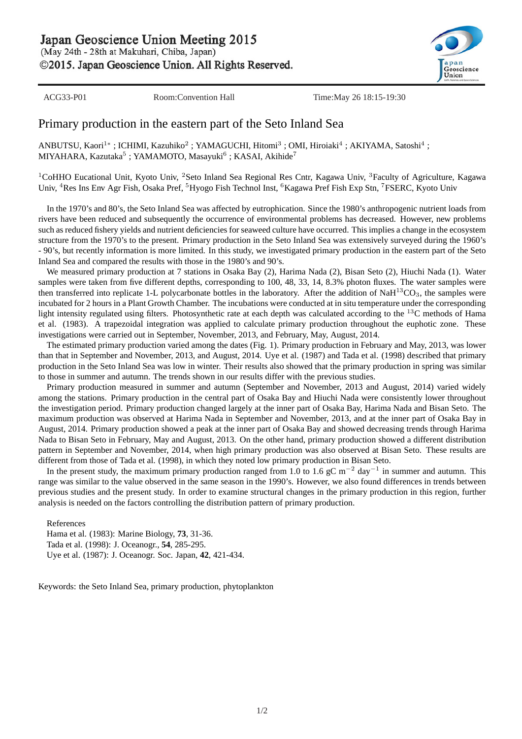ACG33-P01 Room:Convention Hall Time:May 26 18:15-19:30

# Primary production in the eastern part of the Seto Inland Sea

ANBUTSU, Kaori[1*] ; ICHIMI, Kazuhiko[2] ; YAMAGUCHI, Hitomi[3] ; OMI, Hiroiaki[4] ; AKIYAMA, Satoshi[4] ; MIYAHARA, Kazutaka[5] ; YAMAMOTO, Masayuki[6] ; KASAI, Akihide[7]

[1]CoHHO Eucational Unit, Kyoto Univ, [2]Seto Inland Sea Regional Res Cntr, Kagawa Univ, [3]Faculty of Agriculture, Kagawa Univ, [4]Res Ins Env Agr Fish, Osaka Pref, [5]Hyogo Fish Technol Inst, [6]Kagawa Pref Fish Exp Stn, [7]FSERC, Kyoto Univ

In the 1970's and 80's, the Seto Inland Sea was affected by eutrophication. Since the 1980's anthropogenic nutrient loads from rivers have been reduced and subsequently the occurrence of environmental problems has decreased. However, new problems such as reduced fishery yields and nutrient deficiencies for seaweed culture have occurred. This implies a change in the ecosystem structure from the 1970's to the present. Primary production in the Seto Inland Sea was extensively surveyed during the 1960's - 90's, but recently information is more limited. In this study, we investigated primary production in the eastern part of the Seto Inland Sea and compared the results with those in the 1980's and 90's.

We measured primary production at 7 stations in Osaka Bay (2), Harima Nada (2), Bisan Seto (2), Hiuchi Nada (1). Water samples were taken from five different depths, corresponding to 100, 48, 33, 14, 8.3% photon fluxes. The water samples were then transferred into replicate 1-L polycarbonate bottles in the laboratory. After the addition of $NaH^{13}CO_3$, the samples were incubated for 2 hours in a Plant Growth Chamber. The incubations were conducted at in situ temperature under the corresponding light intensity regulated using filters. Photosynthetic rate at each depth was calculated according to the $^{13}C$ methods of Hama et al. (1983). A trapezoidal integration was applied to calculate primary production throughout the euphotic zone. These investigations were carried out in September, November, 2013, and February, May, August, 2014.

The estimated primary production varied among the dates (Fig. 1). Primary production in February and May, 2013, was lower than that in September and November, 2013, and August, 2014. Uye et al. (1987) and Tada et al. (1998) described that primary production in the Seto Inland Sea was low in winter. Their results also showed that the primary production in spring was similar to those in summer and autumn. The trends shown in our results differ with the previous studies.

Primary production measured in summer and autumn (September and November, 2013 and August, 2014) varied widely among the stations. Primary production in the central part of Osaka Bay and Hiuchi Nada were consistently lower throughout the investigation period. Primary production changed largely at the inner part of Osaka Bay, Harima Nada and Bisan Seto. The maximum production was observed at Harima Nada in September and November, 2013, and at the inner part of Osaka Bay in August, 2014. Primary production showed a peak at the inner part of Osaka Bay and showed decreasing trends through Harima Nada to Bisan Seto in February, May and August, 2013. On the other hand, primary production showed a different distribution pattern in September and November, 2014, when high primary production was also observed at Bisan Seto. These results are different from those of Tada et al. (1998), in which they noted low primary production in Bisan Seto.

In the present study, the maximum primary production ranged from 1.0 to 1.6 gC $m^{-2}$ $day^{-1}$ in summer and autumn. This range was similar to the value observed in the same season in the 1990's. However, we also found differences in trends between previous studies and the present study. In order to examine structural changes in the primary production in this region, further analysis is needed on the factors controlling the distribution pattern of primary production.

References

Hama et al. (1983): Marine Biology, **73**, 31-36.

Tada et al. (1998): J. Oceanogr., **54**, 285-295.

Uye et al. (1987): J. Oceanogr. Soc. Japan, **42**, 421-434.

Keywords: the Seto Inland Sea, primary production, phytoplankton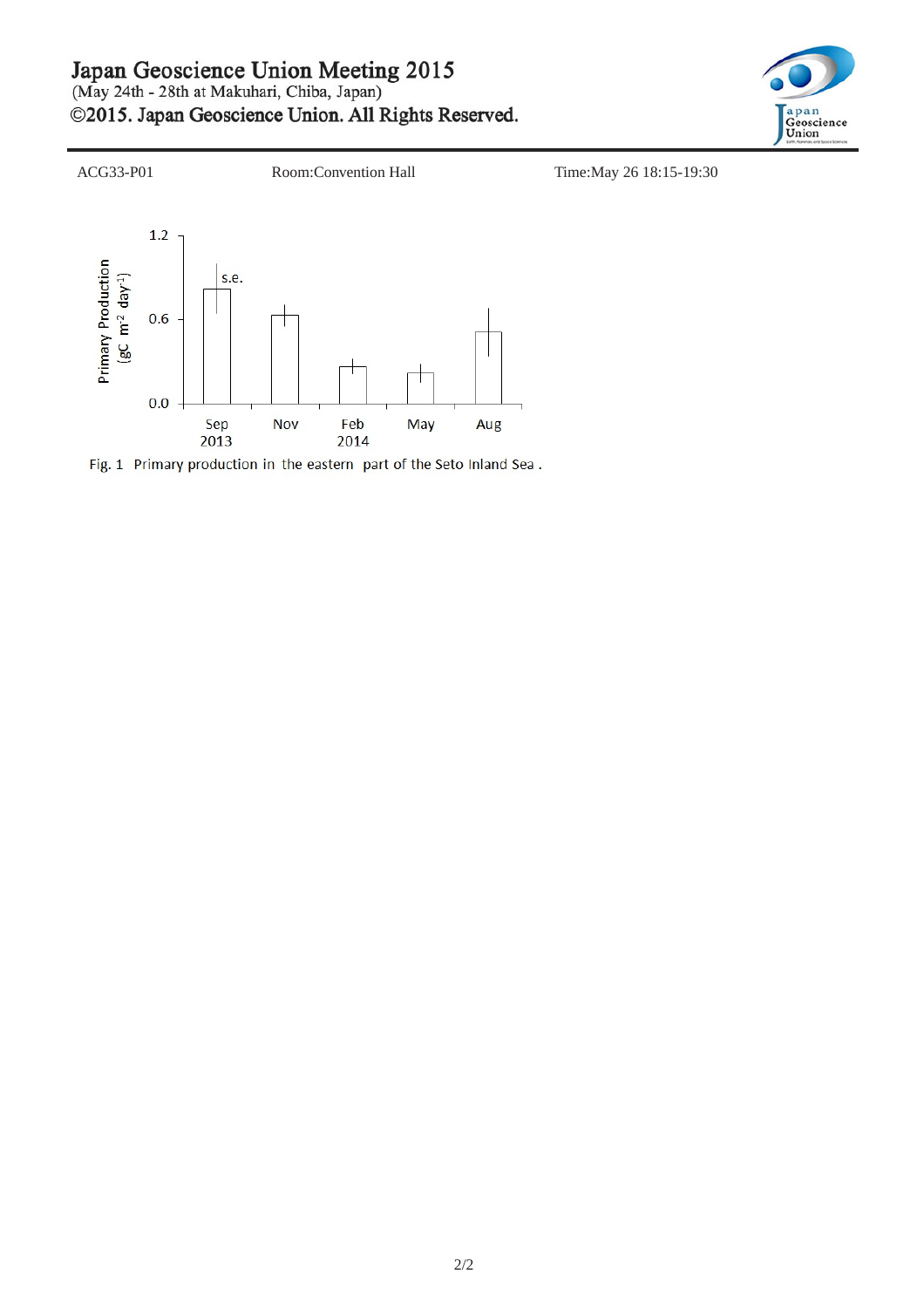ACG33-P01 Room:Convention Hall Time:May 26 18:15-19:30

Primary Production (gC $m^{-2}$ $day^{-1}$)

1.2

0.6

0.0

s.e.

Sep 2013

Nov

Feb 2014

May

Aug

Fig. 1 Primary production in the eastern part of the Seto Inland Sea .